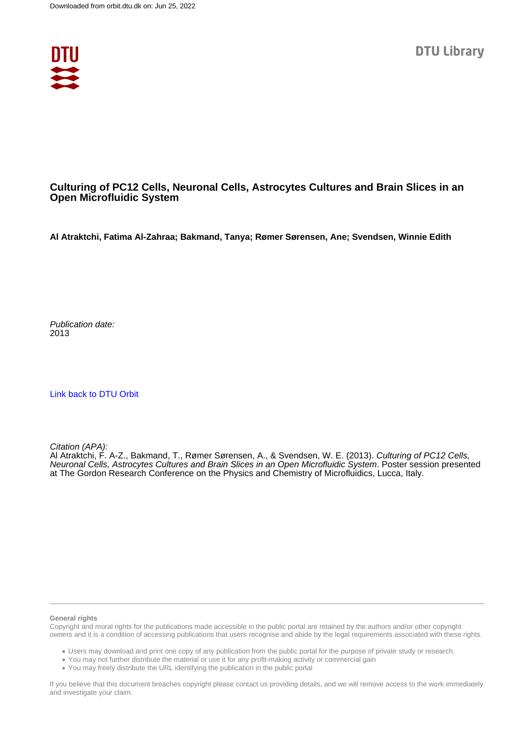# Culturing of PC12 Cells, Neuronal Cells, Astrocytes Cultures and Brain Slices in an Open Microfluidic System

**Al Atraktchi, Fatima Al-Zahraa; Bakmand, Tanya; Rømer Sørensen, Ane; Svendsen, Winnie Edith**

*Publication date:*
2013

[Link back to DTU Orbit](#)

*Citation (APA):*
Al Atraktchi, F. A-Z., Bakmand, T., Rømer Sørensen, A., & Svendsen, W. E. (2013). *Culturing of PC12 Cells, Neuronal Cells, Astrocytes Cultures and Brain Slices in an Open Microfluidic System*. Poster session presented at The Gordon Research Conference on the Physics and Chemistry of Microfluidics, Lucca, Italy.

---

**General rights**
Copyright and moral rights for the publications made accessible in the public portal are retained by the authors and/or other copyright owners and it is a condition of accessing publications that users recognise and abide by the legal requirements associated with these rights.

- Users may download and print one copy of any publication from the public portal for the purpose of private study or research.
- You may not further distribute the material or use it for any profit-making activity or commercial gain
- You may freely distribute the URL identifying the publication in the public portal

If you believe that this document breaches copyright please contact us providing details, and we will remove access to the work immediately and investigate your claim.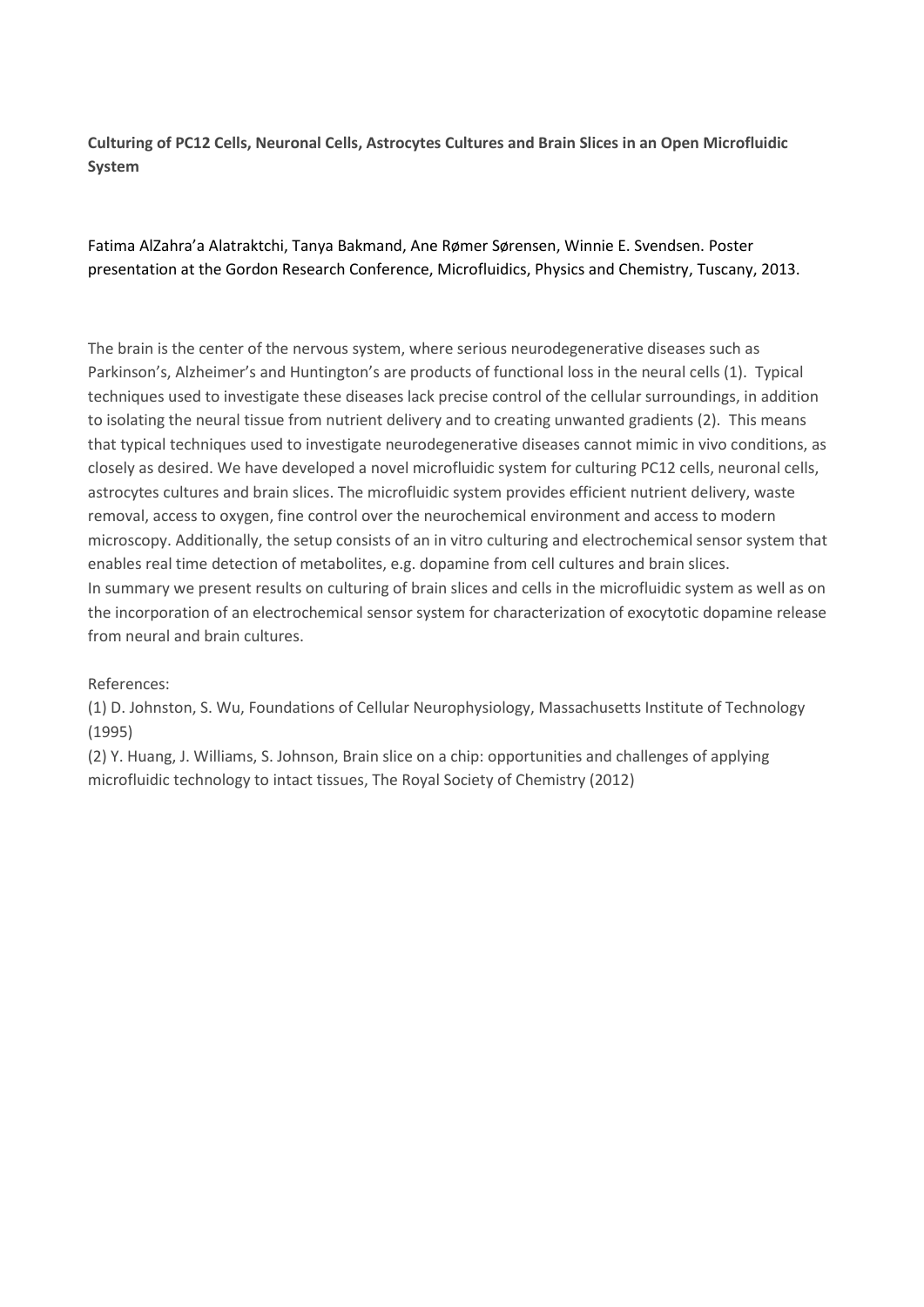**Culturing of PC12 Cells, Neuronal Cells, Astrocytes Cultures and Brain Slices in an Open Microfluidic System**

Fatima AlZahra'a Alatraktchi, Tanya Bakmand, Ane Rømer Sørensen, Winnie E. Svendsen. Poster presentation at the Gordon Research Conference, Microfluidics, Physics and Chemistry, Tuscany, 2013.

The brain is the center of the nervous system, where serious neurodegenerative diseases such as Parkinson's, Alzheimer's and Huntington's are products of functional loss in the neural cells (1). Typical techniques used to investigate these diseases lack precise control of the cellular surroundings, in addition to isolating the neural tissue from nutrient delivery and to creating unwanted gradients (2). This means that typical techniques used to investigate neurodegenerative diseases cannot mimic in vivo conditions, as closely as desired. We have developed a novel microfluidic system for culturing PC12 cells, neuronal cells, astrocytes cultures and brain slices. The microfluidic system provides efficient nutrient delivery, waste removal, access to oxygen, fine control over the neurochemical environment and access to modern microscopy. Additionally, the setup consists of an in vitro culturing and electrochemical sensor system that enables real time detection of metabolites, e.g. dopamine from cell cultures and brain slices.
In summary we present results on culturing of brain slices and cells in the microfluidic system as well as on the incorporation of an electrochemical sensor system for characterization of exocytotic dopamine release from neural and brain cultures.

References:
(1) D. Johnston, S. Wu, Foundations of Cellular Neurophysiology, Massachusetts Institute of Technology (1995)
(2) Y. Huang, J. Williams, S. Johnson, Brain slice on a chip: opportunities and challenges of applying microfluidic technology to intact tissues, The Royal Society of Chemistry (2012)